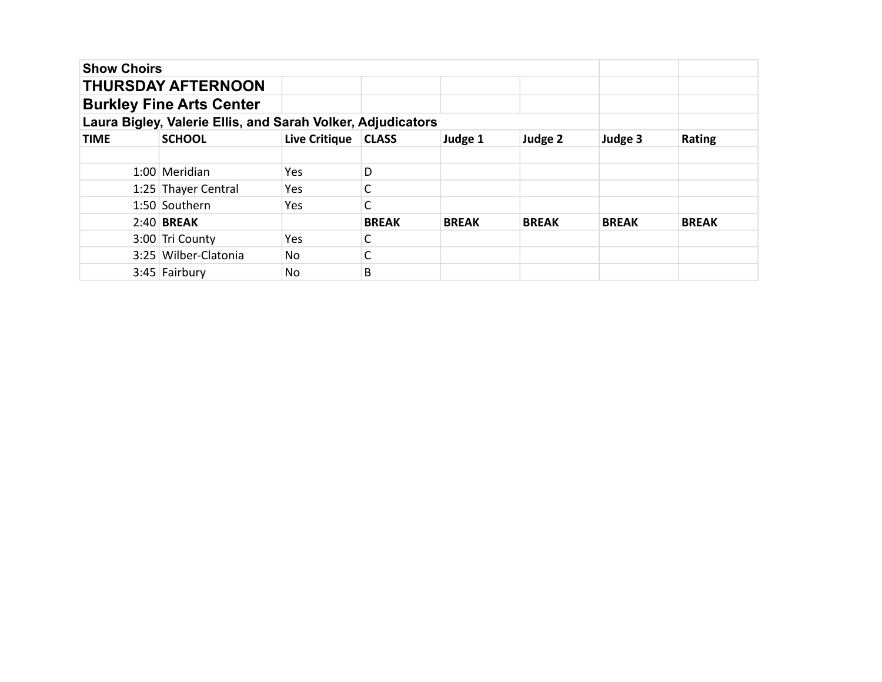**Show Choirs**

## THURSDAY AFTERNOON

## Burkley Fine Arts Center

**Laura Bigley, Valerie Ellis, and Sarah Volker, Adjudicators**

| TIME | SCHOOL | Live Critique | CLASS | Judge 1 | Judge 2 | Judge 3 | Rating |
|---|---|---|---|---|---|---|---|
| | | | | | | | |
| 1:00 | Meridian | Yes | D | | | | |
| 1:25 | Thayer Central | Yes | C | | | | |
| 1:50 | Southern | Yes | C | | | | |
| 2:40 | **BREAK** | | **BREAK** | **BREAK** | **BREAK** | **BREAK** | **BREAK** |
| 3:00 | Tri County | Yes | C | | | | |
| 3:25 | Wilber-Clatonia | No | C | | | | |
| 3:45 | Fairbury | No | B | | | | |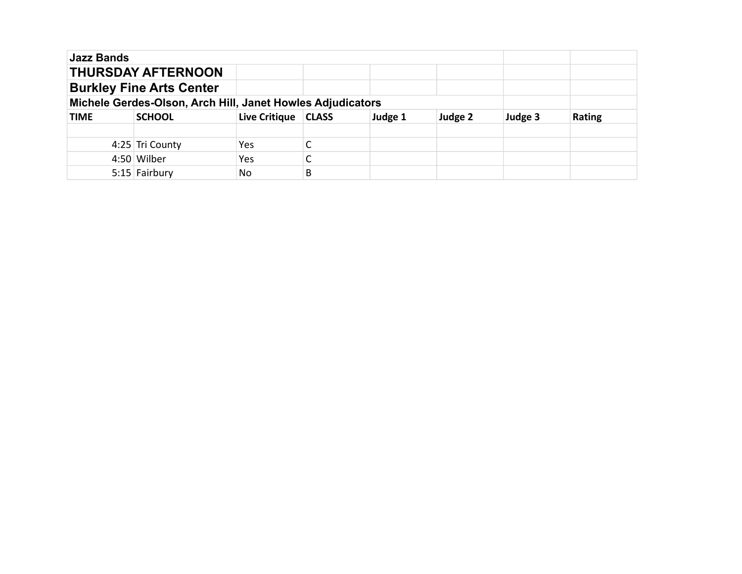**Jazz Bands**

## THURSDAY AFTERNOON

## Burkley Fine Arts Center

**Michele Gerdes-Olson, Arch Hill, Janet Howles Adjudicators**

| TIME | SCHOOL | Live Critique | CLASS | Judge 1 | Judge 2 | Judge 3 | Rating |
|---|---|---|---|---|---|---|---|
| | | | | | | | |
| 4:25 | Tri County | Yes | C | | | | |
| 4:50 | Wilber | Yes | C | | | | |
| 5:15 | Fairbury | No | B | | | | |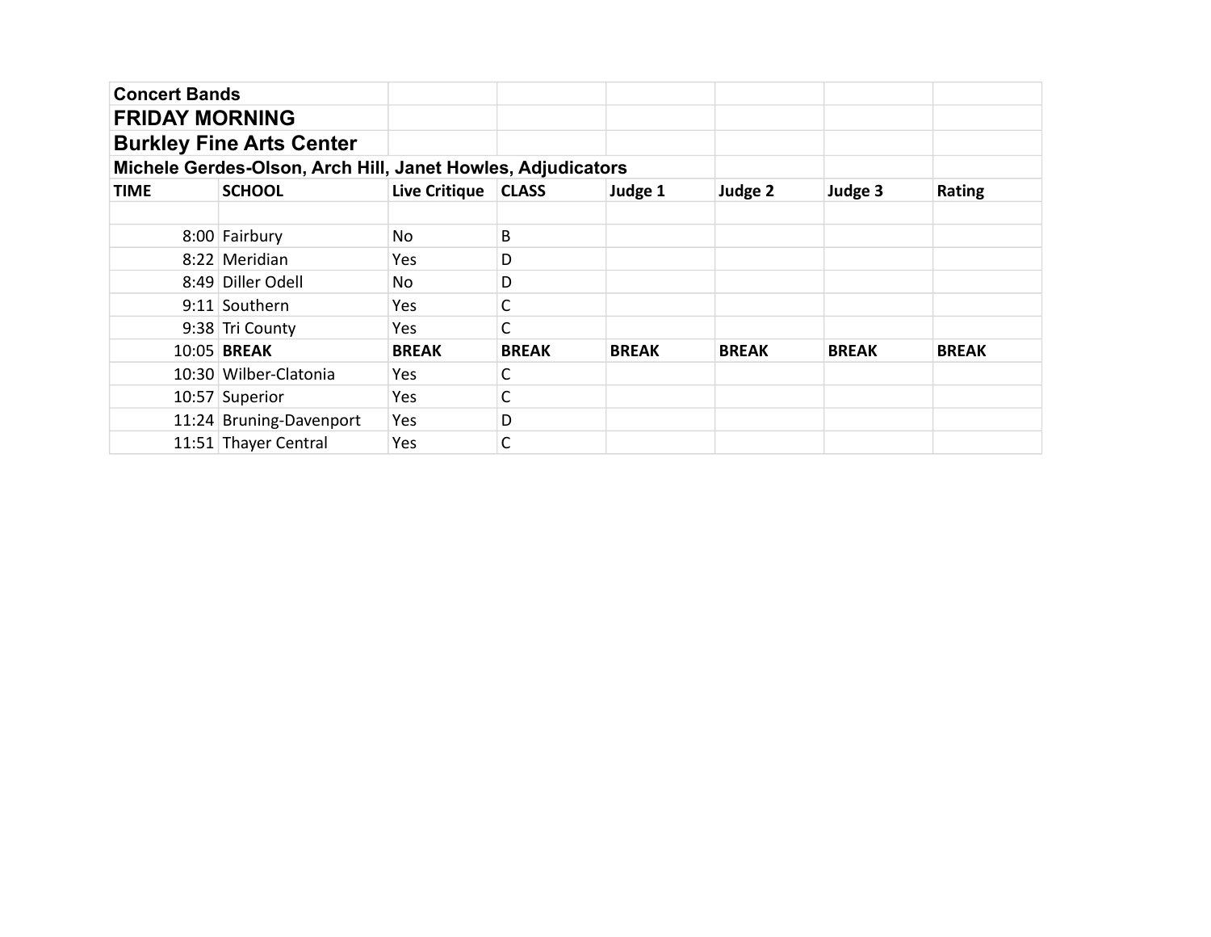**Concert Bands**

## FRIDAY MORNING

## Burkley Fine Arts Center

**Michele Gerdes-Olson, Arch Hill, Janet Howles, Adjudicators**

| TIME | SCHOOL | Live Critique | CLASS | Judge 1 | Judge 2 | Judge 3 | Rating |
|---|---|---|---|---|---|---|---|
| | | | | | | | |
| 8:00 | Fairbury | No | B | | | | |
| 8:22 | Meridian | Yes | D | | | | |
| 8:49 | Diller Odell | No | D | | | | |
| 9:11 | Southern | Yes | C | | | | |
| 9:38 | Tri County | Yes | C | | | | |
| 10:05 | **BREAK** | **BREAK** | **BREAK** | **BREAK** | **BREAK** | **BREAK** | **BREAK** |
| 10:30 | Wilber-Clatonia | Yes | C | | | | |
| 10:57 | Superior | Yes | C | | | | |
| 11:24 | Bruning-Davenport | Yes | D | | | | |
| 11:51 | Thayer Central | Yes | C | | | | |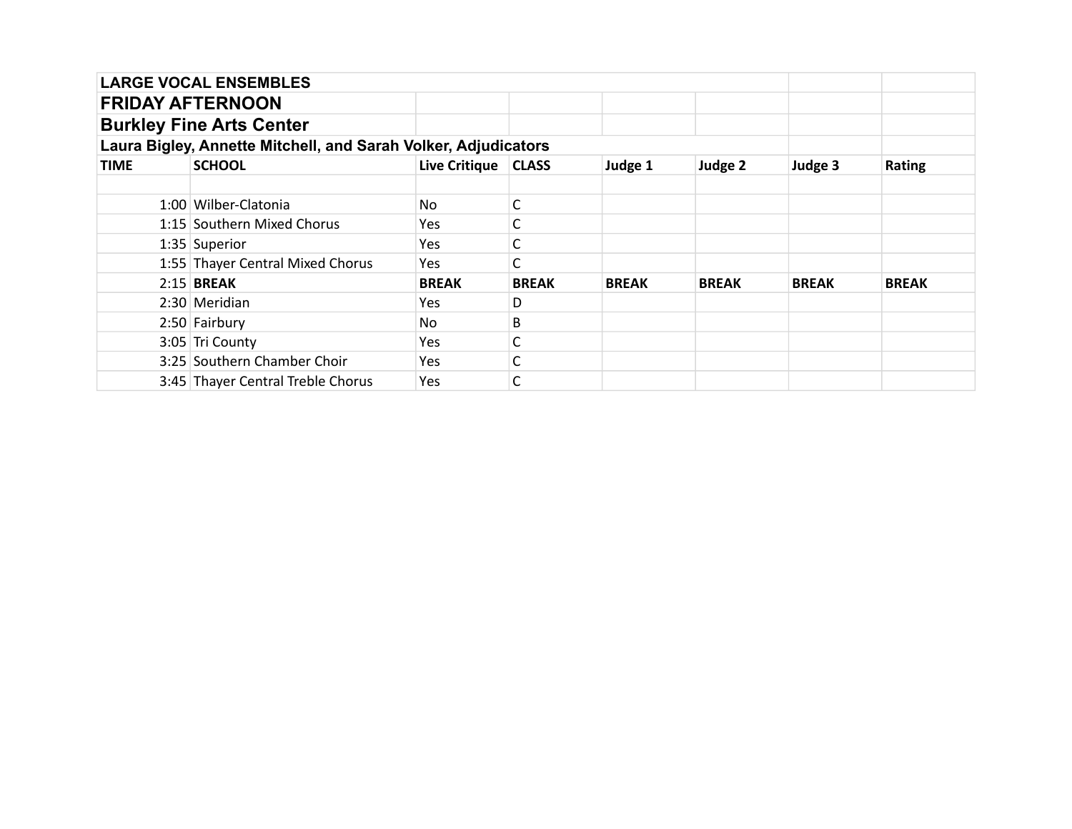**LARGE VOCAL ENSEMBLES**

**FRIDAY AFTERNOON**

**Burkley Fine Arts Center**

**Laura Bigley, Annette Mitchell, and Sarah Volker, Adjudicators**

| TIME | SCHOOL | Live Critique | CLASS | Judge 1 | Judge 2 | Judge 3 | Rating |
|---|---|---|---|---|---|---|---|
| | | | | | | | |
| 1:00 | Wilber-Clatonia | No | C | | | | |
| 1:15 | Southern Mixed Chorus | Yes | C | | | | |
| 1:35 | Superior | Yes | C | | | | |
| 1:55 | Thayer Central Mixed Chorus | Yes | C | | | | |
| 2:15 | **BREAK** | **BREAK** | **BREAK** | **BREAK** | **BREAK** | **BREAK** | **BREAK** |
| 2:30 | Meridian | Yes | D | | | | |
| 2:50 | Fairbury | No | B | | | | |
| 3:05 | Tri County | Yes | C | | | | |
| 3:25 | Southern Chamber Choir | Yes | C | | | | |
| 3:45 | Thayer Central Treble Chorus | Yes | C | | | | |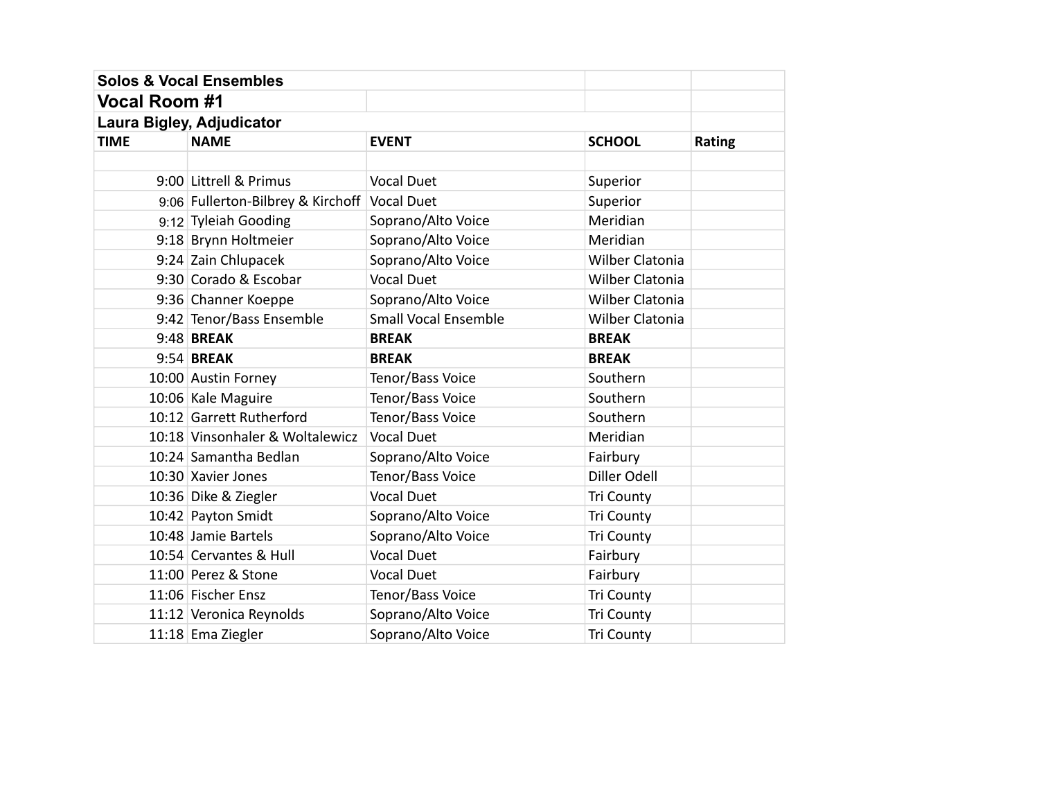## Solos & Vocal Ensembles

## Vocal Room #1

### Laura Bigley, Adjudicator

| TIME | NAME | EVENT | SCHOOL | Rating |
|---|---|---|---|---|
| | | | | |
| 9:00 | Littrell & Primus | Vocal Duet | Superior | |
| 9:06 | Fullerton-Bilbrey & Kirchoff | Vocal Duet | Superior | |
| 9:12 | Tyleiah Gooding | Soprano/Alto Voice | Meridian | |
| 9:18 | Brynn Holtmeier | Soprano/Alto Voice | Meridian | |
| 9:24 | Zain Chlupacek | Soprano/Alto Voice | Wilber Clatonia | |
| 9:30 | Corado & Escobar | Vocal Duet | Wilber Clatonia | |
| 9:36 | Channer Koeppe | Soprano/Alto Voice | Wilber Clatonia | |
| 9:42 | Tenor/Bass Ensemble | Small Vocal Ensemble | Wilber Clatonia | |
| 9:48 | **BREAK** | **BREAK** | **BREAK** | |
| 9:54 | **BREAK** | **BREAK** | **BREAK** | |
| 10:00 | Austin Forney | Tenor/Bass Voice | Southern | |
| 10:06 | Kale Maguire | Tenor/Bass Voice | Southern | |
| 10:12 | Garrett Rutherford | Tenor/Bass Voice | Southern | |
| 10:18 | Vinsonhaler & Woltalewicz | Vocal Duet | Meridian | |
| 10:24 | Samantha Bedlan | Soprano/Alto Voice | Fairbury | |
| 10:30 | Xavier Jones | Tenor/Bass Voice | Diller Odell | |
| 10:36 | Dike & Ziegler | Vocal Duet | Tri County | |
| 10:42 | Payton Smidt | Soprano/Alto Voice | Tri County | |
| 10:48 | Jamie Bartels | Soprano/Alto Voice | Tri County | |
| 10:54 | Cervantes & Hull | Vocal Duet | Fairbury | |
| 11:00 | Perez & Stone | Vocal Duet | Fairbury | |
| 11:06 | Fischer Ensz | Tenor/Bass Voice | Tri County | |
| 11:12 | Veronica Reynolds | Soprano/Alto Voice | Tri County | |
| 11:18 | Ema Ziegler | Soprano/Alto Voice | Tri County | |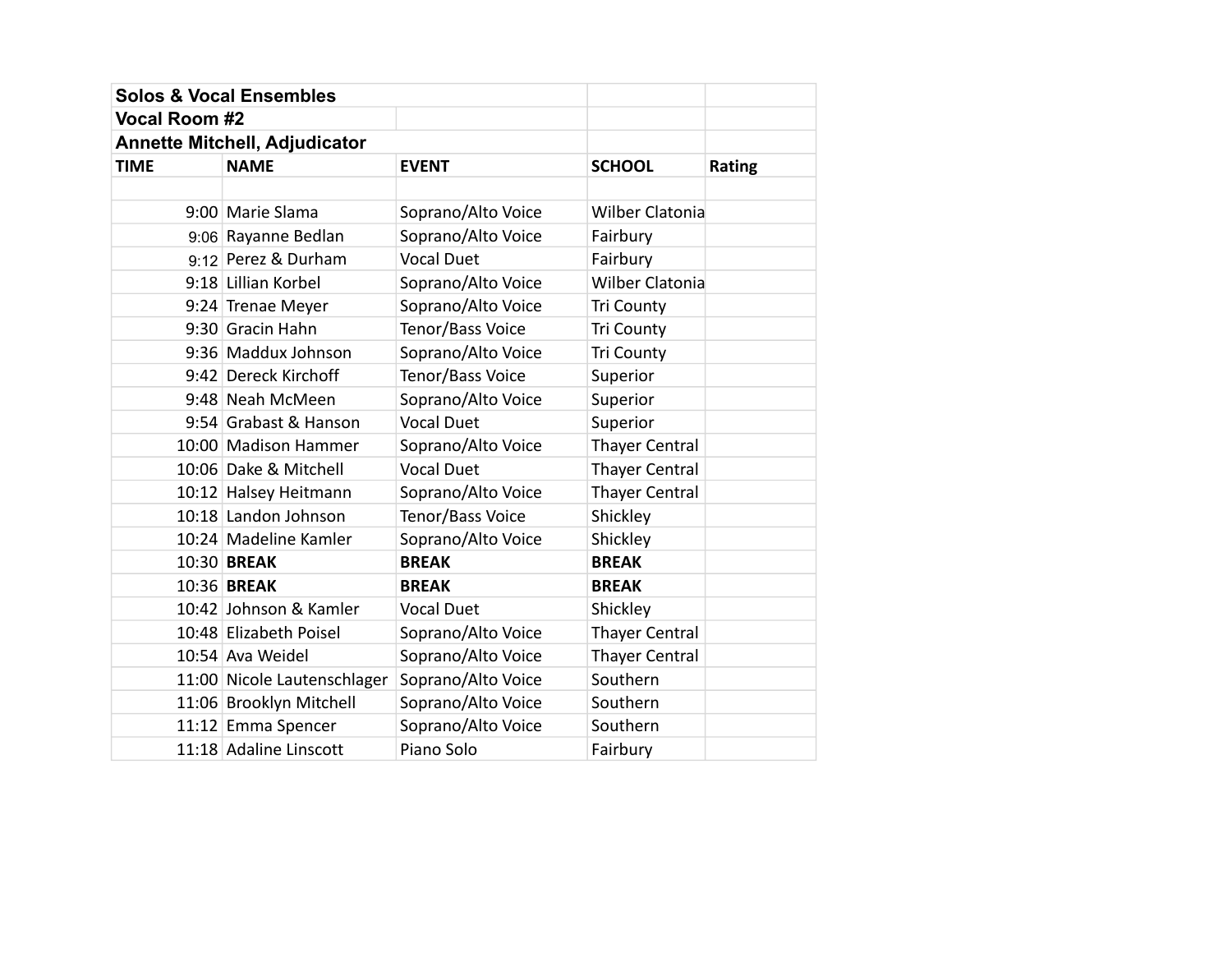**Solos & Vocal Ensembles**

**Vocal Room #2**

**Annette Mitchell, Adjudicator**

| TIME | NAME | EVENT | SCHOOL | Rating |
|---|---|---|---|---|
| | | | | |
| 9:00 | Marie Slama | Soprano/Alto Voice | Wilber Clatonia | |
| 9:06 | Rayanne Bedlan | Soprano/Alto Voice | Fairbury | |
| 9:12 | Perez & Durham | Vocal Duet | Fairbury | |
| 9:18 | Lillian Korbel | Soprano/Alto Voice | Wilber Clatonia | |
| 9:24 | Trenae Meyer | Soprano/Alto Voice | Tri County | |
| 9:30 | Gracin Hahn | Tenor/Bass Voice | Tri County | |
| 9:36 | Maddux Johnson | Soprano/Alto Voice | Tri County | |
| 9:42 | Dereck Kirchoff | Tenor/Bass Voice | Superior | |
| 9:48 | Neah McMeen | Soprano/Alto Voice | Superior | |
| 9:54 | Grabast & Hanson | Vocal Duet | Superior | |
| 10:00 | Madison Hammer | Soprano/Alto Voice | Thayer Central | |
| 10:06 | Dake & Mitchell | Vocal Duet | Thayer Central | |
| 10:12 | Halsey Heitmann | Soprano/Alto Voice | Thayer Central | |
| 10:18 | Landon Johnson | Tenor/Bass Voice | Shickley | |
| 10:24 | Madeline Kamler | Soprano/Alto Voice | Shickley | |
| 10:30 | **BREAK** | **BREAK** | **BREAK** | |
| 10:36 | **BREAK** | **BREAK** | **BREAK** | |
| 10:42 | Johnson & Kamler | Vocal Duet | Shickley | |
| 10:48 | Elizabeth Poisel | Soprano/Alto Voice | Thayer Central | |
| 10:54 | Ava Weidel | Soprano/Alto Voice | Thayer Central | |
| 11:00 | Nicole Lautenschlager | Soprano/Alto Voice | Southern | |
| 11:06 | Brooklyn Mitchell | Soprano/Alto Voice | Southern | |
| 11:12 | Emma Spencer | Soprano/Alto Voice | Southern | |
| 11:18 | Adaline Linscott | Piano Solo | Fairbury | |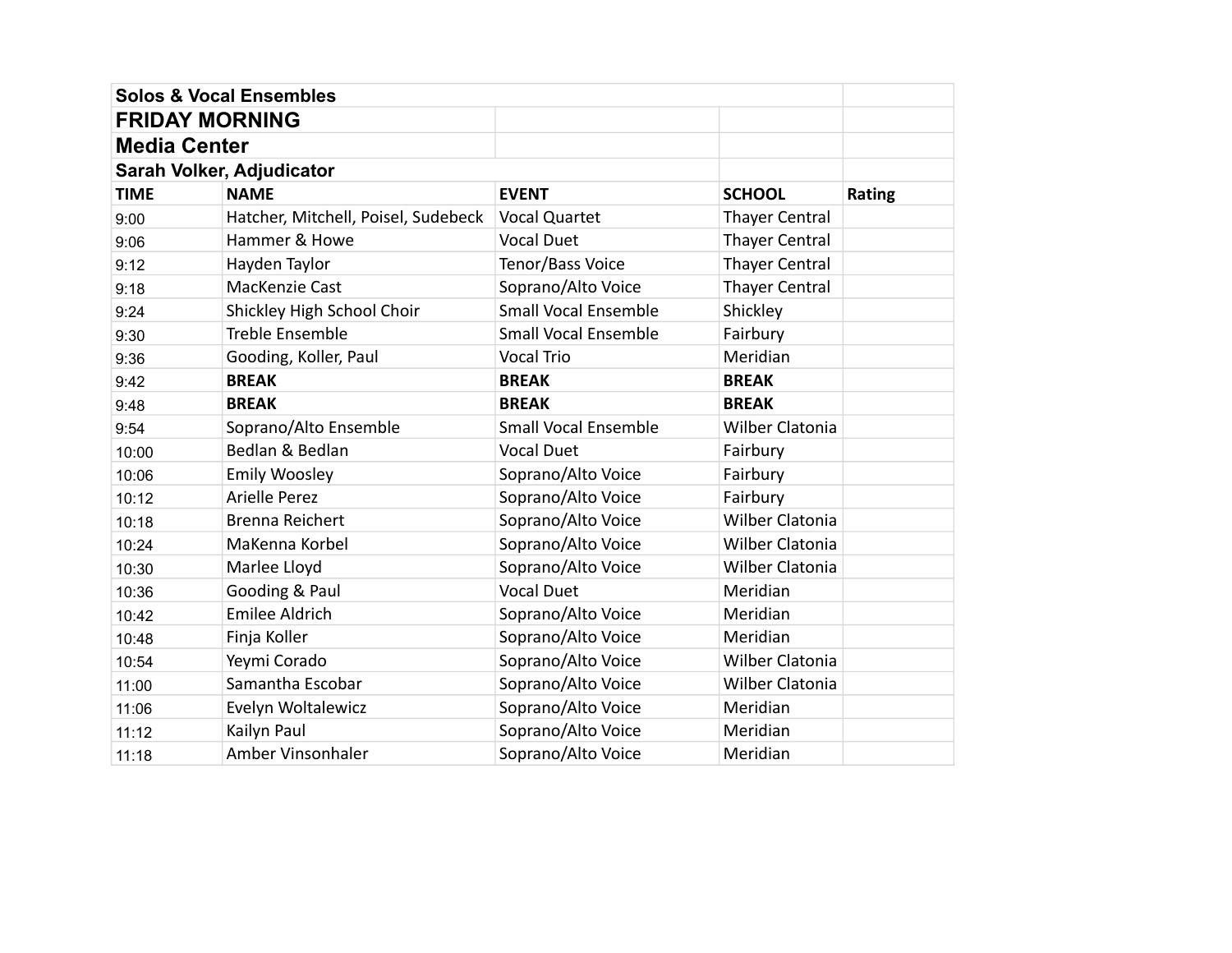**Solos & Vocal Ensembles**

## FRIDAY MORNING

## Media Center

**Sarah Volker, Adjudicator**

| TIME | NAME | EVENT | SCHOOL | Rating |
|---|---|---|---|---|
| 9:00 | Hatcher, Mitchell, Poisel, Sudebeck | Vocal Quartet | Thayer Central | |
| 9:06 | Hammer & Howe | Vocal Duet | Thayer Central | |
| 9:12 | Hayden Taylor | Tenor/Bass Voice | Thayer Central | |
| 9:18 | MacKenzie Cast | Soprano/Alto Voice | Thayer Central | |
| 9:24 | Shickley High School Choir | Small Vocal Ensemble | Shickley | |
| 9:30 | Treble Ensemble | Small Vocal Ensemble | Fairbury | |
| 9:36 | Gooding, Koller, Paul | Vocal Trio | Meridian | |
| 9:42 | **BREAK** | **BREAK** | **BREAK** | |
| 9:48 | **BREAK** | **BREAK** | **BREAK** | |
| 9:54 | Soprano/Alto Ensemble | Small Vocal Ensemble | Wilber Clatonia | |
| 10:00 | Bedlan & Bedlan | Vocal Duet | Fairbury | |
| 10:06 | Emily Woosley | Soprano/Alto Voice | Fairbury | |
| 10:12 | Arielle Perez | Soprano/Alto Voice | Fairbury | |
| 10:18 | Brenna Reichert | Soprano/Alto Voice | Wilber Clatonia | |
| 10:24 | MaKenna Korbel | Soprano/Alto Voice | Wilber Clatonia | |
| 10:30 | Marlee Lloyd | Soprano/Alto Voice | Wilber Clatonia | |
| 10:36 | Gooding & Paul | Vocal Duet | Meridian | |
| 10:42 | Emilee Aldrich | Soprano/Alto Voice | Meridian | |
| 10:48 | Finja Koller | Soprano/Alto Voice | Meridian | |
| 10:54 | Yeymi Corado | Soprano/Alto Voice | Wilber Clatonia | |
| 11:00 | Samantha Escobar | Soprano/Alto Voice | Wilber Clatonia | |
| 11:06 | Evelyn Woltalewicz | Soprano/Alto Voice | Meridian | |
| 11:12 | Kailyn Paul | Soprano/Alto Voice | Meridian | |
| 11:18 | Amber Vinsonhaler | Soprano/Alto Voice | Meridian | |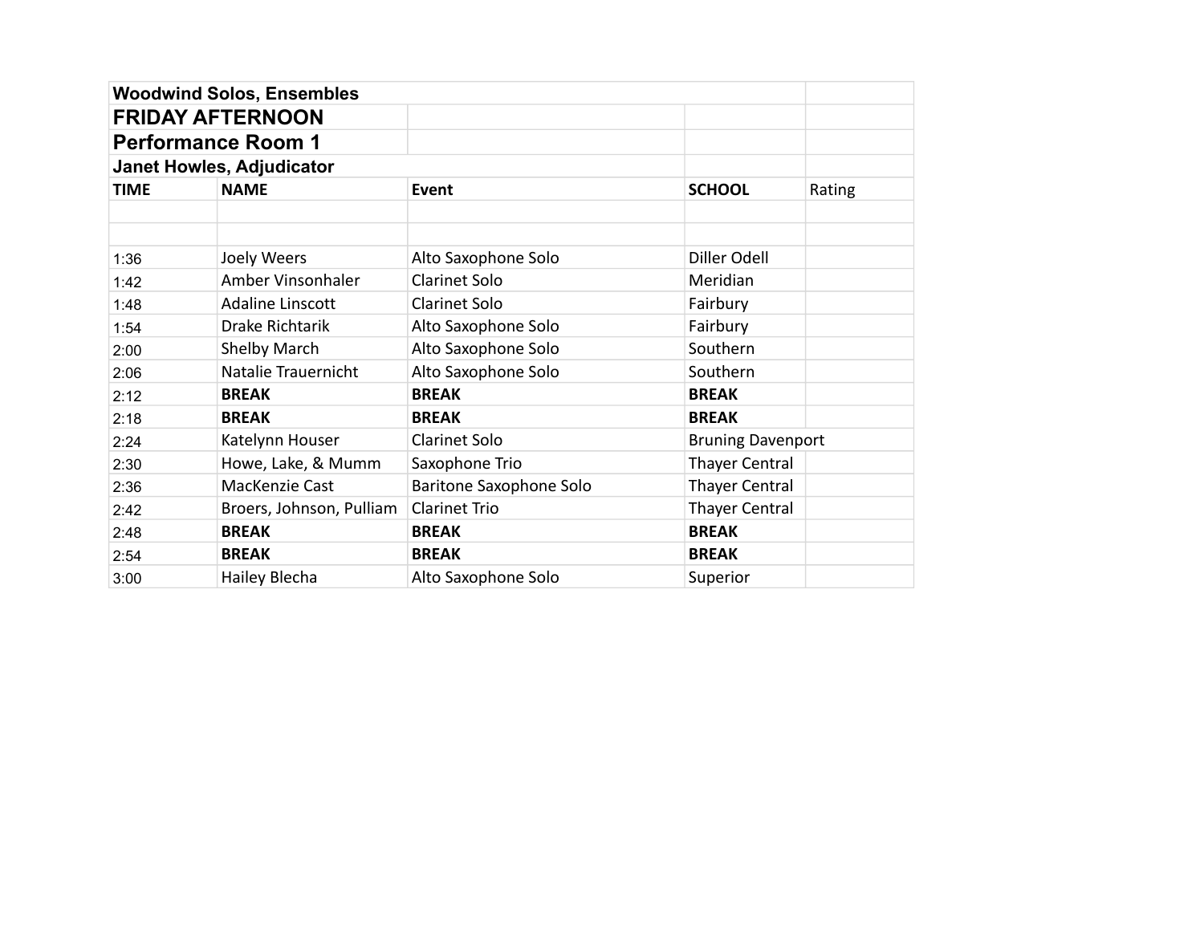**Woodwind Solos, Ensembles**

## FRIDAY AFTERNOON

## Performance Room 1

**Janet Howles, Adjudicator**

| TIME | NAME | Event | SCHOOL | Rating |
|---|---|---|---|---|
| | | | | |
| | | | | |
| 1:36 | Joely Weers | Alto Saxophone Solo | Diller Odell | |
| 1:42 | Amber Vinsonhaler | Clarinet Solo | Meridian | |
| 1:48 | Adaline Linscott | Clarinet Solo | Fairbury | |
| 1:54 | Drake Richtarik | Alto Saxophone Solo | Fairbury | |
| 2:00 | Shelby March | Alto Saxophone Solo | Southern | |
| 2:06 | Natalie Trauernicht | Alto Saxophone Solo | Southern | |
| 2:12 | **BREAK** | **BREAK** | **BREAK** | |
| 2:18 | **BREAK** | **BREAK** | **BREAK** | |
| 2:24 | Katelynn Houser | Clarinet Solo | Bruning Davenport | |
| 2:30 | Howe, Lake, & Mumm | Saxophone Trio | Thayer Central | |
| 2:36 | MacKenzie Cast | Baritone Saxophone Solo | Thayer Central | |
| 2:42 | Broers, Johnson, Pulliam | Clarinet Trio | Thayer Central | |
| 2:48 | **BREAK** | **BREAK** | **BREAK** | |
| 2:54 | **BREAK** | **BREAK** | **BREAK** | |
| 3:00 | Hailey Blecha | Alto Saxophone Solo | Superior | |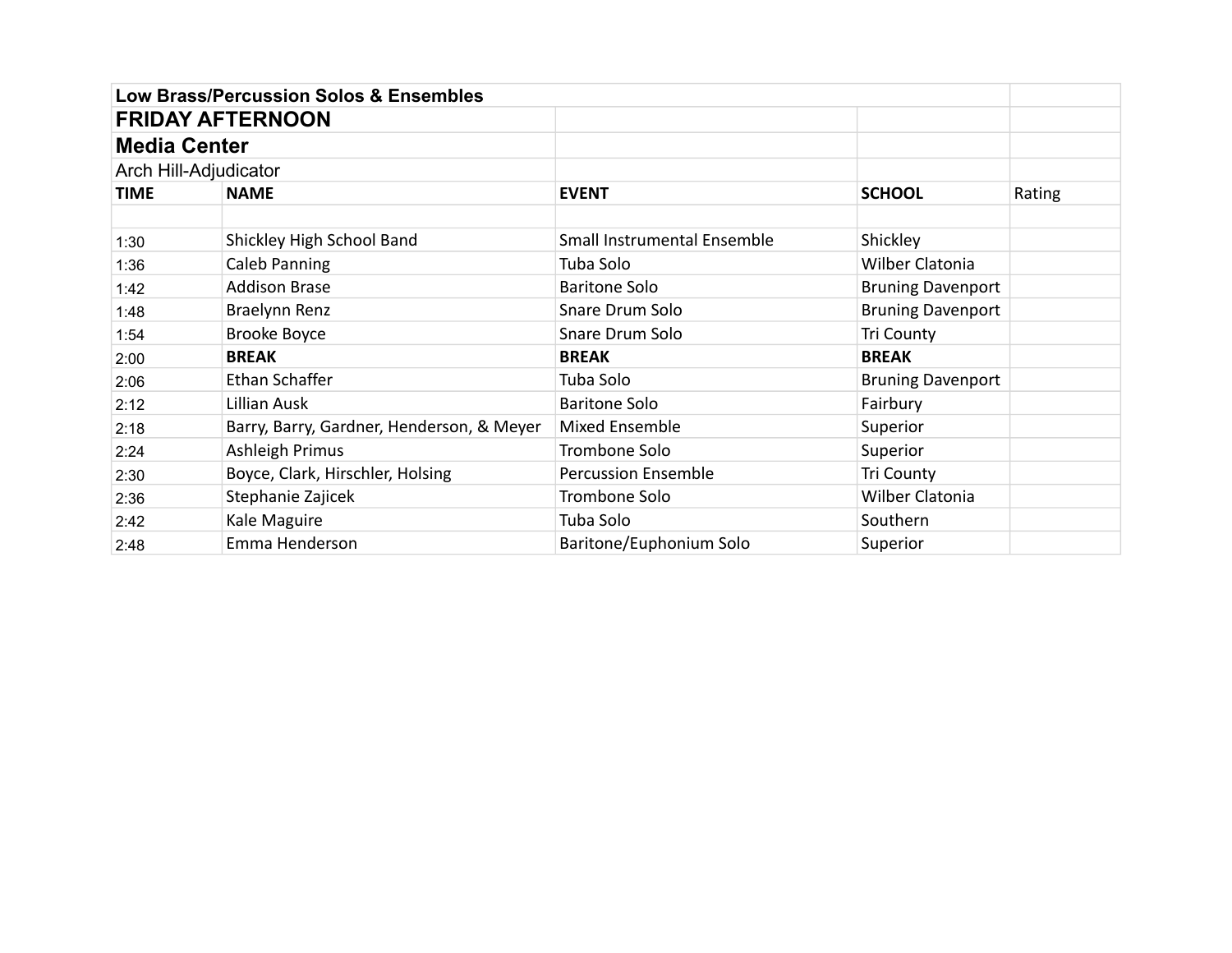**Low Brass/Percussion Solos & Ensembles**

## FRIDAY AFTERNOON

## Media Center

Arch Hill-Adjudicator

| TIME | NAME | EVENT | SCHOOL | Rating |
|---|---|---|---|---|
| | | | | |
| 1:30 | Shickley High School Band | Small Instrumental Ensemble | Shickley | |
| 1:36 | Caleb Panning | Tuba Solo | Wilber Clatonia | |
| 1:42 | Addison Brase | Baritone Solo | Bruning Davenport | |
| 1:48 | Braelynn Renz | Snare Drum Solo | Bruning Davenport | |
| 1:54 | Brooke Boyce | Snare Drum Solo | Tri County | |
| 2:00 | **BREAK** | **BREAK** | **BREAK** | |
| 2:06 | Ethan Schaffer | Tuba Solo | Bruning Davenport | |
| 2:12 | Lillian Ausk | Baritone Solo | Fairbury | |
| 2:18 | Barry, Barry, Gardner, Henderson, & Meyer | Mixed Ensemble | Superior | |
| 2:24 | Ashleigh Primus | Trombone Solo | Superior | |
| 2:30 | Boyce, Clark, Hirschler, Holsing | Percussion Ensemble | Tri County | |
| 2:36 | Stephanie Zajicek | Trombone Solo | Wilber Clatonia | |
| 2:42 | Kale Maguire | Tuba Solo | Southern | |
| 2:48 | Emma Henderson | Baritone/Euphonium Solo | Superior | |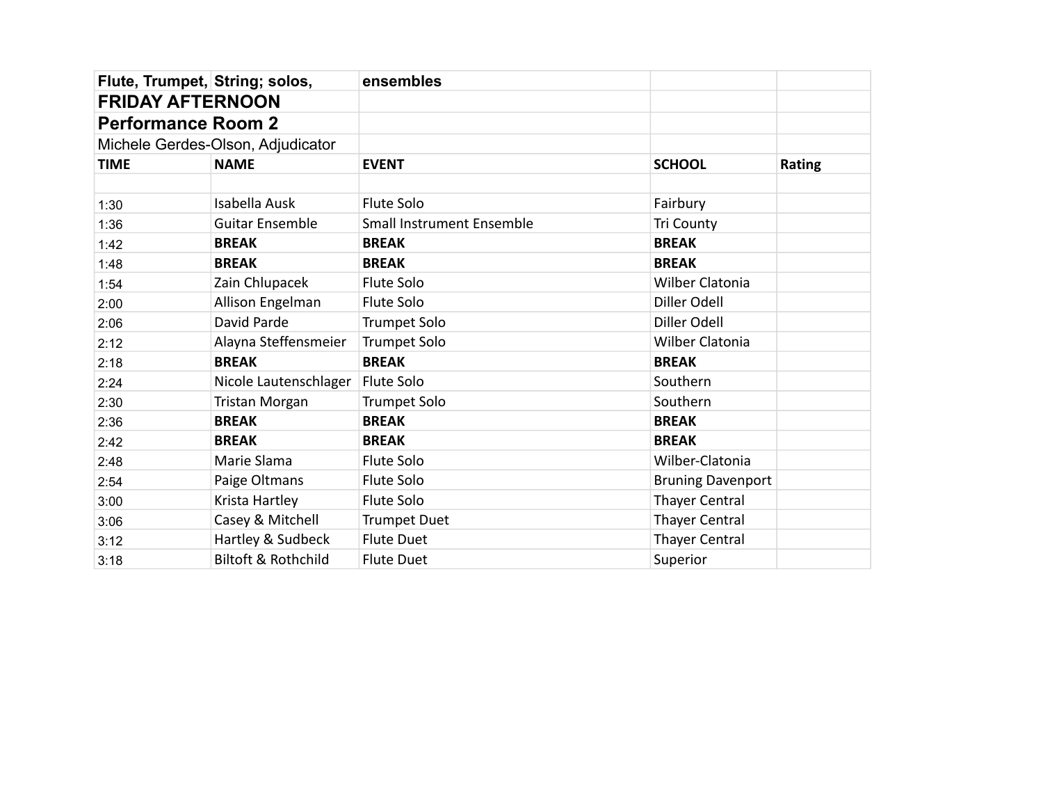| | | | | |
|---|---|---|---|---|
| **Flute, Trumpet,** | **String; solos,** | **ensembles** | | |
| **FRIDAY AFTERNOON** | | | | |
| **Performance Room 2** | | | | |
| Michele Gerdes-Olson, Adjudicator | | | | |
| **TIME** | **NAME** | **EVENT** | **SCHOOL** | **Rating** |
| | | | | |
| 1:30 | Isabella Ausk | Flute Solo | Fairbury | |
| 1:36 | Guitar Ensemble | Small Instrument Ensemble | Tri County | |
| 1:42 | **BREAK** | **BREAK** | **BREAK** | |
| 1:48 | **BREAK** | **BREAK** | **BREAK** | |
| 1:54 | Zain Chlupacek | Flute Solo | Wilber Clatonia | |
| 2:00 | Allison Engelman | Flute Solo | Diller Odell | |
| 2:06 | David Parde | Trumpet Solo | Diller Odell | |
| 2:12 | Alayna Steffensmeier | Trumpet Solo | Wilber Clatonia | |
| 2:18 | **BREAK** | **BREAK** | **BREAK** | |
| 2:24 | Nicole Lautenschlager | Flute Solo | Southern | |
| 2:30 | Tristan Morgan | Trumpet Solo | Southern | |
| 2:36 | **BREAK** | **BREAK** | **BREAK** | |
| 2:42 | **BREAK** | **BREAK** | **BREAK** | |
| 2:48 | Marie Slama | Flute Solo | Wilber-Clatonia | |
| 2:54 | Paige Oltmans | Flute Solo | Bruning Davenport | |
| 3:00 | Krista Hartley | Flute Solo | Thayer Central | |
| 3:06 | Casey & Mitchell | Trumpet Duet | Thayer Central | |
| 3:12 | Hartley & Sudbeck | Flute Duet | Thayer Central | |
| 3:18 | Biltoft & Rothchild | Flute Duet | Superior | |